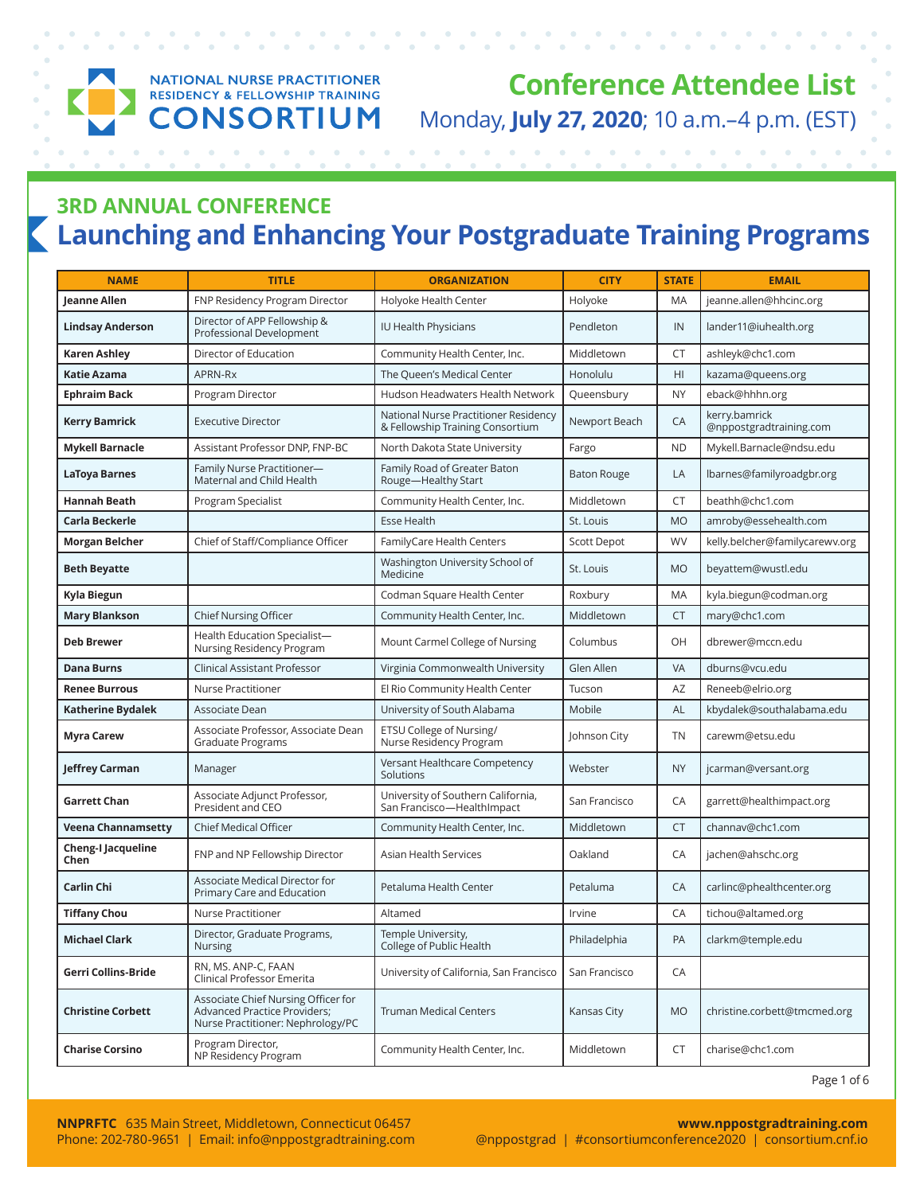NATIONAL NURSE PRACTITIONER RESIDENCY & FELLOWSHIP TRAINING CONSORTIUM

# Conference Attendee List

Monday, **July 27, 2020**; 10 a.m.–4 p.m. (EST)

## 3RD ANNUAL CONFERENCE

# Launching and Enhancing Your Postgraduate Training Programs

| NAME | TITLE | ORGANIZATION | CITY | STATE | EMAIL |
|---|---|---|---|---|---|
| **Jeanne Allen** | FNP Residency Program Director | Holyoke Health Center | Holyoke | MA | jeanne.allen@hhcinc.org |
| **Lindsay Anderson** | Director of APP Fellowship & Professional Development | IU Health Physicians | Pendleton | IN | lander11@iuhealth.org |
| **Karen Ashley** | Director of Education | Community Health Center, Inc. | Middletown | CT | ashleyk@chc1.com |
| **Katie Azama** | APRN-Rx | The Queen's Medical Center | Honolulu | HI | kazama@queens.org |
| **Ephraim Back** | Program Director | Hudson Headwaters Health Network | Queensbury | NY | eback@hhhn.org |
| **Kerry Bamrick** | Executive Director | National Nurse Practitioner Residency & Fellowship Training Consortium | Newport Beach | CA | kerry.bamrick @nppostgradtraining.com |
| **Mykell Barnacle** | Assistant Professor DNP, FNP-BC | North Dakota State University | Fargo | ND | Mykell.Barnacle@ndsu.edu |
| **LaToya Barnes** | Family Nurse Practitioner—Maternal and Child Health | Family Road of Greater Baton Rouge—Healthy Start | Baton Rouge | LA | lbarnes@familyroadgbr.org |
| **Hannah Beath** | Program Specialist | Community Health Center, Inc. | Middletown | CT | beathh@chc1.com |
| **Carla Beckerle** | | Esse Health | St. Louis | MO | amroby@essehealth.com |
| **Morgan Belcher** | Chief of Staff/Compliance Officer | FamilyCare Health Centers | Scott Depot | WV | kelly.belcher@familycarewv.org |
| **Beth Beyatte** | | Washington University School of Medicine | St. Louis | MO | beyattem@wustl.edu |
| **Kyla Biegun** | | Codman Square Health Center | Roxbury | MA | kyla.biegun@codman.org |
| **Mary Blankson** | Chief Nursing Officer | Community Health Center, Inc. | Middletown | CT | mary@chc1.com |
| **Deb Brewer** | Health Education Specialist—Nursing Residency Program | Mount Carmel College of Nursing | Columbus | OH | dbrewer@mccn.edu |
| **Dana Burns** | Clinical Assistant Professor | Virginia Commonwealth University | Glen Allen | VA | dburns@vcu.edu |
| **Renee Burrous** | Nurse Practitioner | El Rio Community Health Center | Tucson | AZ | Reneeb@elrio.org |
| **Katherine Bydalek** | Associate Dean | University of South Alabama | Mobile | AL | kbydalek@southalabama.edu |
| **Myra Carew** | Associate Professor, Associate Dean Graduate Programs | ETSU College of Nursing/ Nurse Residency Program | Johnson City | TN | carewm@etsu.edu |
| **Jeffrey Carman** | Manager | Versant Healthcare Competency Solutions | Webster | NY | jcarman@versant.org |
| **Garrett Chan** | Associate Adjunct Professor, President and CEO | University of Southern California, San Francisco—HealthImpact | San Francisco | CA | garrett@healthimpact.org |
| **Veena Channamsetty** | Chief Medical Officer | Community Health Center, Inc. | Middletown | CT | channav@chc1.com |
| **Cheng-I Jacqueline Chen** | FNP and NP Fellowship Director | Asian Health Services | Oakland | CA | jachen@ahschc.org |
| **Carlin Chi** | Associate Medical Director for Primary Care and Education | Petaluma Health Center | Petaluma | CA | carlinc@phealthcenter.org |
| **Tiffany Chou** | Nurse Practitioner | Altamed | Irvine | CA | tichou@altamed.org |
| **Michael Clark** | Director, Graduate Programs, Nursing | Temple University, College of Public Health | Philadelphia | PA | clarkm@temple.edu |
| **Gerri Collins-Bride** | RN, MS. ANP-C, FAAN Clinical Professor Emerita | University of California, San Francisco | San Francisco | CA | |
| **Christine Corbett** | Associate Chief Nursing Officer for Advanced Practice Providers; Nurse Practitioner: Nephrology/PC | Truman Medical Centers | Kansas City | MO | christine.corbett@tmcmed.org |
| **Charise Corsino** | Program Director, NP Residency Program | Community Health Center, Inc. | Middletown | CT | charise@chc1.com |

**NNPRFTC** 635 Main Street, Middletown, Connecticut 06457
Phone: 202-780-9651 | Email: info@nppostgradtraining.com

**www.nppostgradtraining.com**
@nppostgrad | #consortiumconference2020 | consortium.cnf.io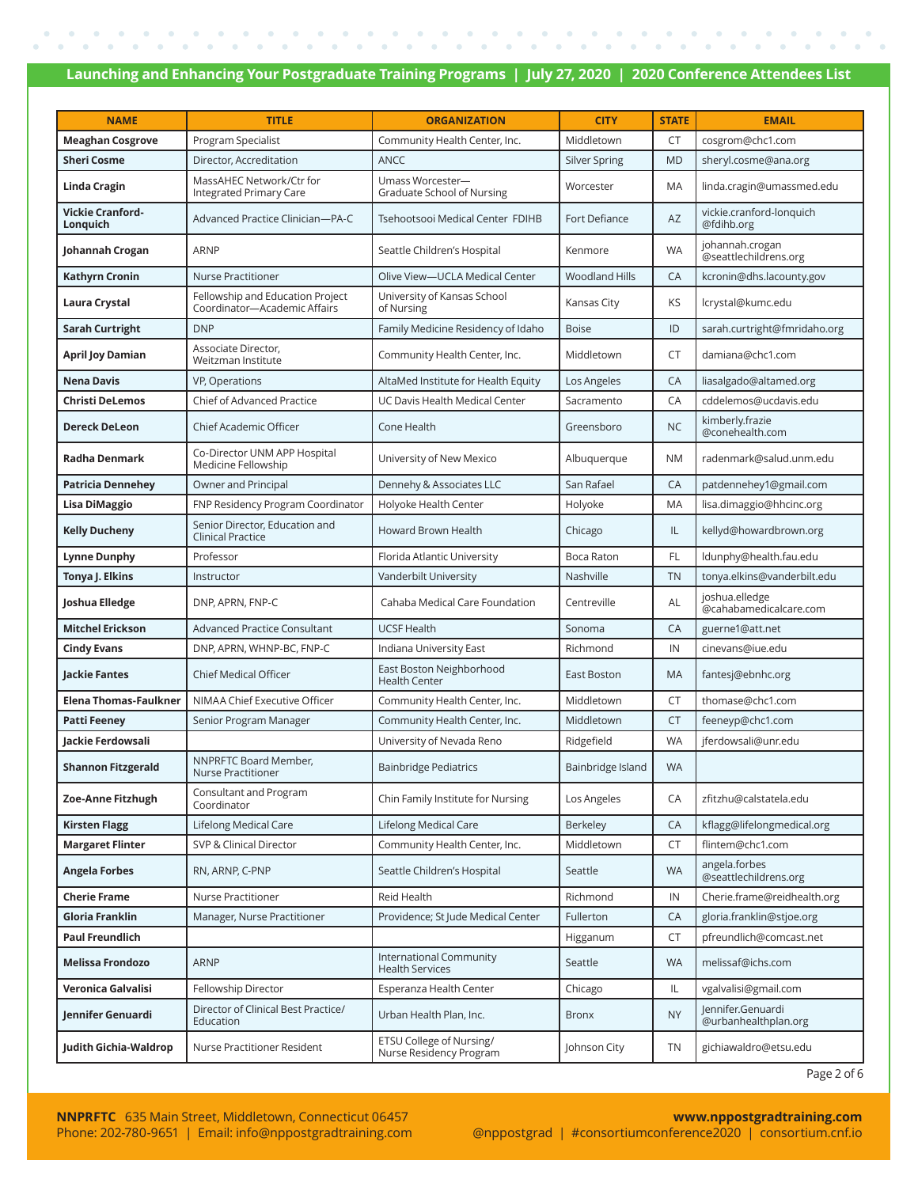| NAME | TITLE | ORGANIZATION | CITY | STATE | EMAIL |
|---|---|---|---|---|---|
| **Meaghan Cosgrove** | Program Specialist | Community Health Center, Inc. | Middletown | CT | cosgrom@chc1.com |
| **Sheri Cosme** | Director, Accreditation | ANCC | Silver Spring | MD | sheryl.cosme@ana.org |
| **Linda Cragin** | MassAHEC Network/Ctr for Integrated Primary Care | Umass Worcester—Graduate School of Nursing | Worcester | MA | linda.cragin@umassmed.edu |
| **Vickie Cranford-Lonquich** | Advanced Practice Clinician—PA-C | Tsehootsooi Medical Center FDIHB | Fort Defiance | AZ | vickie.cranford-lonquich@fdihb.org |
| **Johannah Crogan** | ARNP | Seattle Children's Hospital | Kenmore | WA | johannah.crogan@seattlechildrens.org |
| **Kathyrn Cronin** | Nurse Practitioner | Olive View—UCLA Medical Center | Woodland Hills | CA | kcronin@dhs.lacounty.gov |
| **Laura Crystal** | Fellowship and Education Project Coordinator—Academic Affairs | University of Kansas School of Nursing | Kansas City | KS | lcrystal@kumc.edu |
| **Sarah Curtright** | DNP | Family Medicine Residency of Idaho | Boise | ID | sarah.curtright@fmridaho.org |
| **April Joy Damian** | Associate Director, Weitzman Institute | Community Health Center, Inc. | Middletown | CT | damiana@chc1.com |
| **Nena Davis** | VP, Operations | AltaMed Institute for Health Equity | Los Angeles | CA | liasalgado@altamed.org |
| **Christi DeLemos** | Chief of Advanced Practice | UC Davis Health Medical Center | Sacramento | CA | cddelemos@ucdavis.edu |
| **Dereck DeLeon** | Chief Academic Officer | Cone Health | Greensboro | NC | kimberly.frazie@conehealth.com |
| **Radha Denmark** | Co-Director UNM APP Hospital Medicine Fellowship | University of New Mexico | Albuquerque | NM | radenmark@salud.unm.edu |
| **Patricia Dennehey** | Owner and Principal | Dennehy & Associates LLC | San Rafael | CA | patdennehey1@gmail.com |
| **Lisa DiMaggio** | FNP Residency Program Coordinator | Holyoke Health Center | Holyoke | MA | lisa.dimaggio@hhcinc.org |
| **Kelly Ducheny** | Senior Director, Education and Clinical Practice | Howard Brown Health | Chicago | IL | kellyd@howardbrown.org |
| **Lynne Dunphy** | Professor | Florida Atlantic University | Boca Raton | FL | ldunphy@health.fau.edu |
| **Tonya J. Elkins** | Instructor | Vanderbilt University | Nashville | TN | tonya.elkins@vanderbilt.edu |
| **Joshua Elledge** | DNP, APRN, FNP-C | Cahaba Medical Care Foundation | Centreville | AL | joshua.elledge@cahabamedicalcare.com |
| **Mitchel Erickson** | Advanced Practice Consultant | UCSF Health | Sonoma | CA | guerne1@att.net |
| **Cindy Evans** | DNP, APRN, WHNP-BC, FNP-C | Indiana University East | Richmond | IN | cinevans@iue.edu |
| **Jackie Fantes** | Chief Medical Officer | East Boston Neighborhood Health Center | East Boston | MA | fantesj@ebnhc.org |
| **Elena Thomas-Faulkner** | NIMAA Chief Executive Officer | Community Health Center, Inc. | Middletown | CT | thomase@chc1.com |
| **Patti Feeney** | Senior Program Manager | Community Health Center, Inc. | Middletown | CT | feeneyp@chc1.com |
| **Jackie Ferdowsali** | | University of Nevada Reno | Ridgefield | WA | jferdowsali@unr.edu |
| **Shannon Fitzgerald** | NNPRFTC Board Member, Nurse Practitioner | Bainbridge Pediatrics | Bainbridge Island | WA | |
| **Zoe-Anne Fitzhugh** | Consultant and Program Coordinator | Chin Family Institute for Nursing | Los Angeles | CA | zfitzhu@calstatela.edu |
| **Kirsten Flagg** | Lifelong Medical Care | Lifelong Medical Care | Berkeley | CA | kflagg@lifelongmedical.org |
| **Margaret Flinter** | SVP & Clinical Director | Community Health Center, Inc. | Middletown | CT | flintem@chc1.com |
| **Angela Forbes** | RN, ARNP, C-PNP | Seattle Children's Hospital | Seattle | WA | angela.forbes@seattlechildrens.org |
| **Cherie Frame** | Nurse Practitioner | Reid Health | Richmond | IN | Cherie.frame@reidhealth.org |
| **Gloria Franklin** | Manager, Nurse Practitioner | Providence; St Jude Medical Center | Fullerton | CA | gloria.franklin@stjoe.org |
| **Paul Freundlich** | | | Higganum | CT | pfreundlich@comcast.net |
| **Melissa Frondozo** | ARNP | International Community Health Services | Seattle | WA | melissaf@ichs.com |
| **Veronica Galvalisi** | Fellowship Director | Esperanza Health Center | Chicago | IL | vgalvalisi@gmail.com |
| **Jennifer Genuardi** | Director of Clinical Best Practice/ Education | Urban Health Plan, Inc. | Bronx | NY | Jennifer.Genuardi@urbanhealthplan.org |
| **Judith Gichia-Waldrop** | Nurse Practitioner Resident | ETSU College of Nursing/ Nurse Residency Program | Johnson City | TN | gichiawaldro@etsu.edu |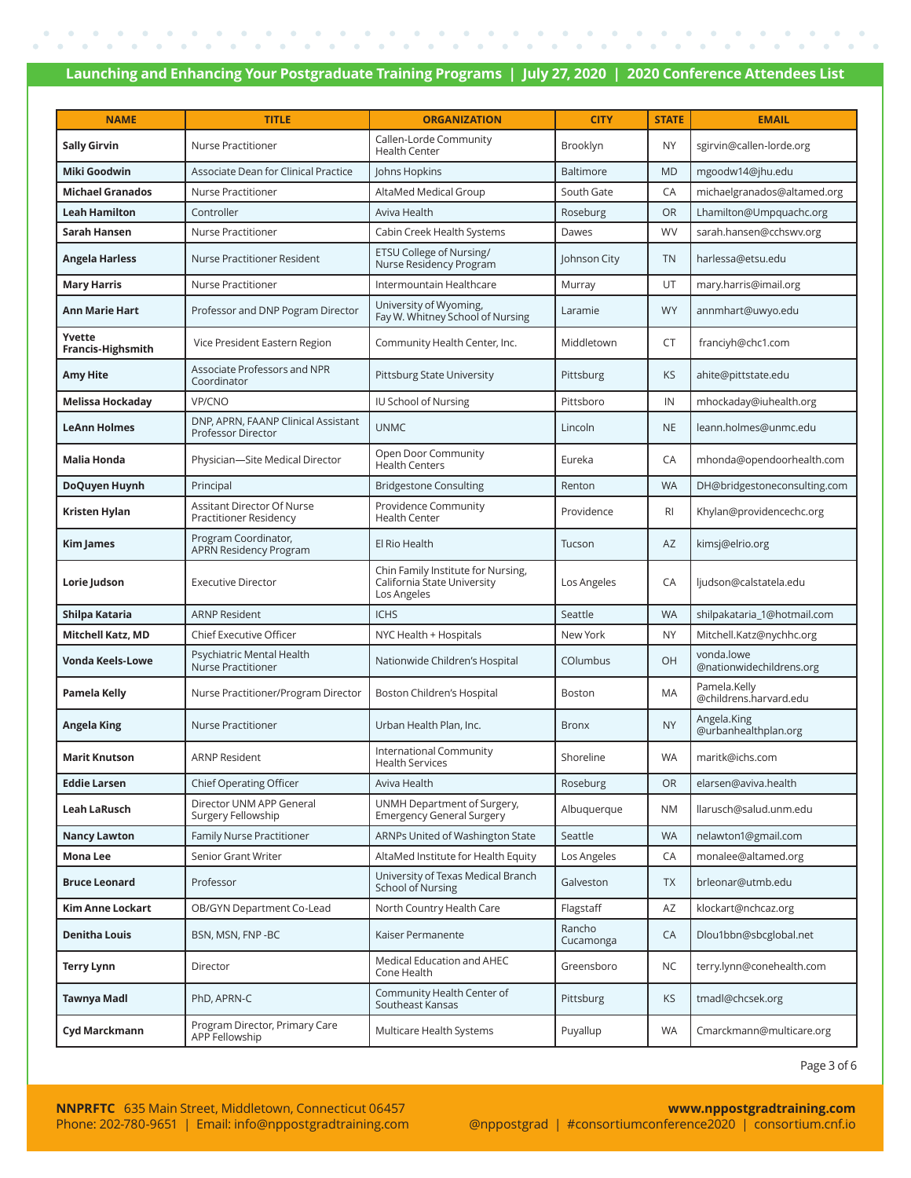| NAME | TITLE | ORGANIZATION | CITY | STATE | EMAIL |
|---|---|---|---|---|---|
| **Sally Girvin** | Nurse Practitioner | Callen-Lorde Community Health Center | Brooklyn | NY | sgirvin@callen-lorde.org |
| **Miki Goodwin** | Associate Dean for Clinical Practice | Johns Hopkins | Baltimore | MD | mgoodw14@jhu.edu |
| **Michael Granados** | Nurse Practitioner | AltaMed Medical Group | South Gate | CA | michaelgranados@altamed.org |
| **Leah Hamilton** | Controller | Aviva Health | Roseburg | OR | Lhamilton@Umpquachc.org |
| **Sarah Hansen** | Nurse Practitioner | Cabin Creek Health Systems | Dawes | WV | sarah.hansen@cchswv.org |
| **Angela Harless** | Nurse Practitioner Resident | ETSU College of Nursing/ Nurse Residency Program | Johnson City | TN | harlessa@etsu.edu |
| **Mary Harris** | Nurse Practitioner | Intermountain Healthcare | Murray | UT | mary.harris@imail.org |
| **Ann Marie Hart** | Professor and DNP Pogram Director | University of Wyoming, Fay W. Whitney School of Nursing | Laramie | WY | annmhart@uwyo.edu |
| **Yvette Francis-Highsmith** | Vice President Eastern Region | Community Health Center, Inc. | Middletown | CT | franciyh@chc1.com |
| **Amy Hite** | Associate Professors and NPR Coordinator | Pittsburg State University | Pittsburg | KS | ahite@pittstate.edu |
| **Melissa Hockaday** | VP/CNO | IU School of Nursing | Pittsboro | IN | mhockaday@iuhealth.org |
| **LeAnn Holmes** | DNP, APRN, FAANP Clinical Assistant Professor Director | UNMC | Lincoln | NE | leann.holmes@unmc.edu |
| **Malia Honda** | Physician—Site Medical Director | Open Door Community Health Centers | Eureka | CA | mhonda@opendoorhealth.com |
| **DoQuyen Huynh** | Principal | Bridgestone Consulting | Renton | WA | DH@bridgestoneconsulting.com |
| **Kristen Hylan** | Assitant Director Of Nurse Practitioner Residency | Providence Community Health Center | Providence | RI | Khylan@providencechc.org |
| **Kim James** | Program Coordinator, APRN Residency Program | El Rio Health | Tucson | AZ | kimsj@elrio.org |
| **Lorie Judson** | Executive Director | Chin Family Institute for Nursing, California State University Los Angeles | Los Angeles | CA | ljudson@calstatela.edu |
| **Shilpa Kataria** | ARNP Resident | ICHS | Seattle | WA | shilpakataria_1@hotmail.com |
| **Mitchell Katz, MD** | Chief Executive Officer | NYC Health + Hospitals | New York | NY | Mitchell.Katz@nychhc.org |
| **Vonda Keels-Lowe** | Psychiatric Mental Health Nurse Practitioner | Nationwide Children's Hospital | COlumbus | OH | vonda.lowe @nationwidechildrens.org |
| **Pamela Kelly** | Nurse Practitioner/Program Director | Boston Children's Hospital | Boston | MA | Pamela.Kelly @childrens.harvard.edu |
| **Angela King** | Nurse Practitioner | Urban Health Plan, Inc. | Bronx | NY | Angela.King @urbanhealthplan.org |
| **Marit Knutson** | ARNP Resident | International Community Health Services | Shoreline | WA | maritk@ichs.com |
| **Eddie Larsen** | Chief Operating Officer | Aviva Health | Roseburg | OR | elarsen@aviva.health |
| **Leah LaRusch** | Director UNM APP General Surgery Fellowship | UNMH Department of Surgery, Emergency General Surgery | Albuquerque | NM | llarusch@salud.unm.edu |
| **Nancy Lawton** | Family Nurse Practitioner | ARNPs United of Washington State | Seattle | WA | nelawton1@gmail.com |
| **Mona Lee** | Senior Grant Writer | AltaMed Institute for Health Equity | Los Angeles | CA | monalee@altamed.org |
| **Bruce Leonard** | Professor | University of Texas Medical Branch School of Nursing | Galveston | TX | brleonar@utmb.edu |
| **Kim Anne Lockart** | OB/GYN Department Co-Lead | North Country Health Care | Flagstaff | AZ | klockart@nchcaz.org |
| **Denitha Louis** | BSN, MSN, FNP -BC | Kaiser Permanente | Rancho Cucamonga | CA | Dlou1bbn@sbcglobal.net |
| **Terry Lynn** | Director | Medical Education and AHEC Cone Health | Greensboro | NC | terry.lynn@conehealth.com |
| **Tawnya Madl** | PhD, APRN-C | Community Health Center of Southeast Kansas | Pittsburg | KS | tmadl@chcsek.org |
| **Cyd Marckmann** | Program Director, Primary Care APP Fellowship | Multicare Health Systems | Puyallup | WA | Cmarckmann@multicare.org |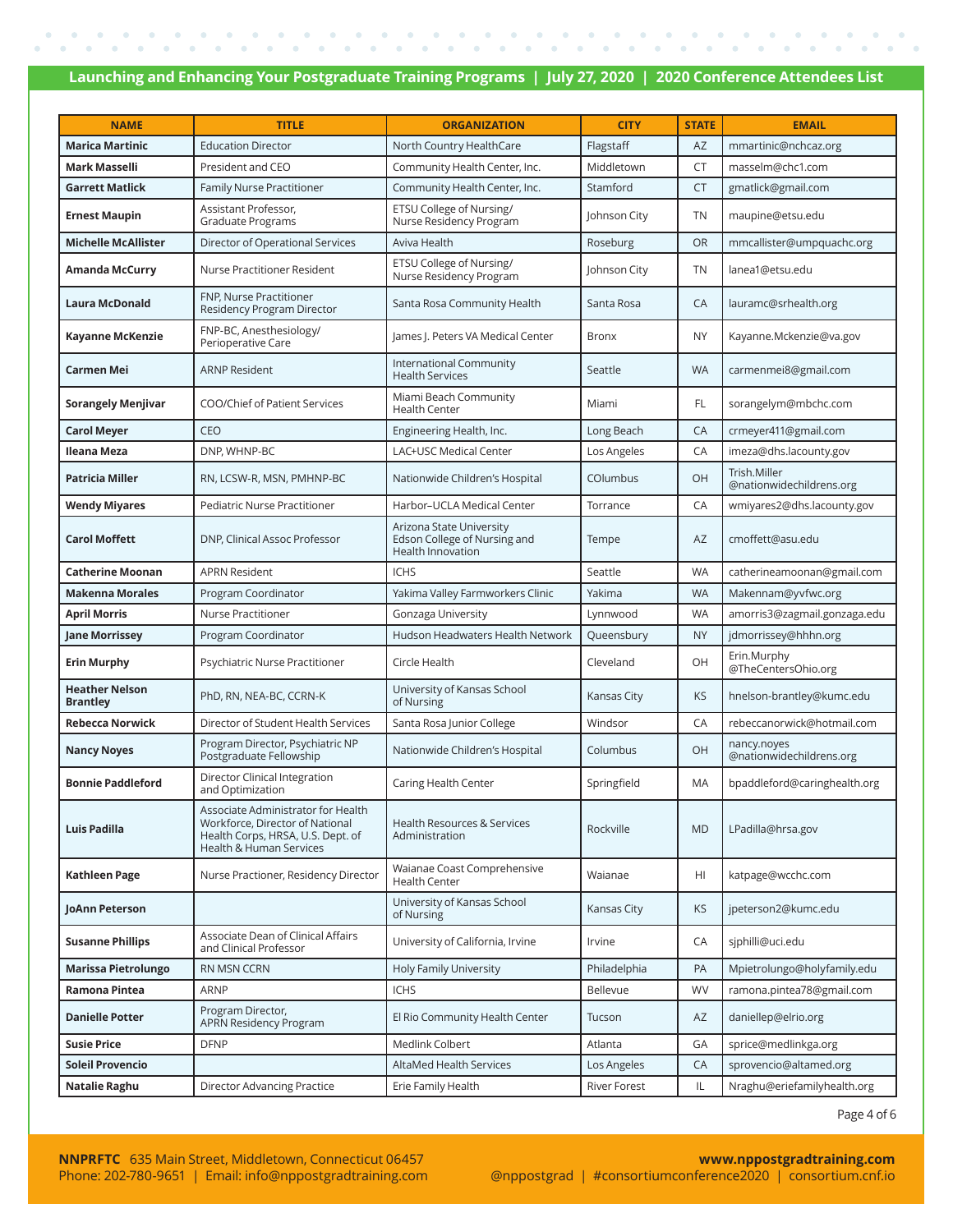| NAME | TITLE | ORGANIZATION | CITY | STATE | EMAIL |
|---|---|---|---|---|---|
| **Marica Martinic** | Education Director | North Country HealthCare | Flagstaff | AZ | mmartinic@nchcaz.org |
| **Mark Masselli** | President and CEO | Community Health Center, Inc. | Middletown | CT | masselm@chc1.com |
| **Garrett Matlick** | Family Nurse Practitioner | Community Health Center, Inc. | Stamford | CT | gmatlick@gmail.com |
| **Ernest Maupin** | Assistant Professor, Graduate Programs | ETSU College of Nursing/ Nurse Residency Program | Johnson City | TN | maupine@etsu.edu |
| **Michelle McAllister** | Director of Operational Services | Aviva Health | Roseburg | OR | mmcallister@umpquachc.org |
| **Amanda McCurry** | Nurse Practitioner Resident | ETSU College of Nursing/ Nurse Residency Program | Johnson City | TN | lanea1@etsu.edu |
| **Laura McDonald** | FNP, Nurse Practitioner Residency Program Director | Santa Rosa Community Health | Santa Rosa | CA | lauramc@srhealth.org |
| **Kayanne McKenzie** | FNP-BC, Anesthesiology/ Perioperative Care | James J. Peters VA Medical Center | Bronx | NY | Kayanne.Mckenzie@va.gov |
| **Carmen Mei** | ARNP Resident | International Community Health Services | Seattle | WA | carmenmei8@gmail.com |
| **Sorangely Menjivar** | COO/Chief of Patient Services | Miami Beach Community Health Center | Miami | FL | sorangelym@mbchc.com |
| **Carol Meyer** | CEO | Engineering Health, Inc. | Long Beach | CA | crmeyer411@gmail.com |
| **Ileana Meza** | DNP, WHNP-BC | LAC+USC Medical Center | Los Angeles | CA | imeza@dhs.lacounty.gov |
| **Patricia Miller** | RN, LCSW-R, MSN, PMHNP-BC | Nationwide Children's Hospital | COlumbus | OH | Trish.Miller @nationwidechildrens.org |
| **Wendy Miyares** | Pediatric Nurse Practitioner | Harbor–UCLA Medical Center | Torrance | CA | wmiyares2@dhs.lacounty.gov |
| **Carol Moffett** | DNP, Clinical Assoc Professor | Arizona State University Edson College of Nursing and Health Innovation | Tempe | AZ | cmoffett@asu.edu |
| **Catherine Moonan** | APRN Resident | ICHS | Seattle | WA | catherineamoonan@gmail.com |
| **Makenna Morales** | Program Coordinator | Yakima Valley Farmworkers Clinic | Yakima | WA | Makennam@yvfwc.org |
| **April Morris** | Nurse Practitioner | Gonzaga University | Lynnwood | WA | amorris3@zagmail.gonzaga.edu |
| **Jane Morrissey** | Program Coordinator | Hudson Headwaters Health Network | Queensbury | NY | jdmorrissey@hhhn.org |
| **Erin Murphy** | Psychiatric Nurse Practitioner | Circle Health | Cleveland | OH | Erin.Murphy @TheCentersOhio.org |
| **Heather Nelson Brantley** | PhD, RN, NEA-BC, CCRN-K | University of Kansas School of Nursing | Kansas City | KS | hnelson-brantley@kumc.edu |
| **Rebecca Norwick** | Director of Student Health Services | Santa Rosa Junior College | Windsor | CA | rebeccanorwick@hotmail.com |
| **Nancy Noyes** | Program Director, Psychiatric NP Postgraduate Fellowship | Nationwide Children's Hospital | Columbus | OH | nancy.noyes @nationwidechildrens.org |
| **Bonnie Paddleford** | Director Clinical Integration and Optimization | Caring Health Center | Springfield | MA | bpaddleford@caringhealth.org |
| **Luis Padilla** | Associate Administrator for Health Workforce, Director of National Health Corps, HRSA, U.S. Dept. of Health & Human Services | Health Resources & Services Administration | Rockville | MD | LPadilla@hrsa.gov |
| **Kathleen Page** | Nurse Practioner, Residency Director | Waianae Coast Comprehensive Health Center | Waianae | HI | katpage@wcchc.com |
| **JoAnn Peterson** | | University of Kansas School of Nursing | Kansas City | KS | jpeterson2@kumc.edu |
| **Susanne Phillips** | Associate Dean of Clinical Affairs and Clinical Professor | University of California, Irvine | Irvine | CA | sjphilli@uci.edu |
| **Marissa Pietrolungo** | RN MSN CCRN | Holy Family University | Philadelphia | PA | Mpietrolungo@holyfamily.edu |
| **Ramona Pintea** | ARNP | ICHS | Bellevue | WV | ramona.pintea78@gmail.com |
| **Danielle Potter** | Program Director, APRN Residency Program | El Rio Community Health Center | Tucson | AZ | daniellep@elrio.org |
| **Susie Price** | DFNP | Medlink Colbert | Atlanta | GA | sprice@medlinkga.org |
| **Soleil Provencio** | | AltaMed Health Services | Los Angeles | CA | sprovencio@altamed.org |
| **Natalie Raghu** | Director Advancing Practice | Erie Family Health | River Forest | IL | Nraghu@eriefamilyhealth.org |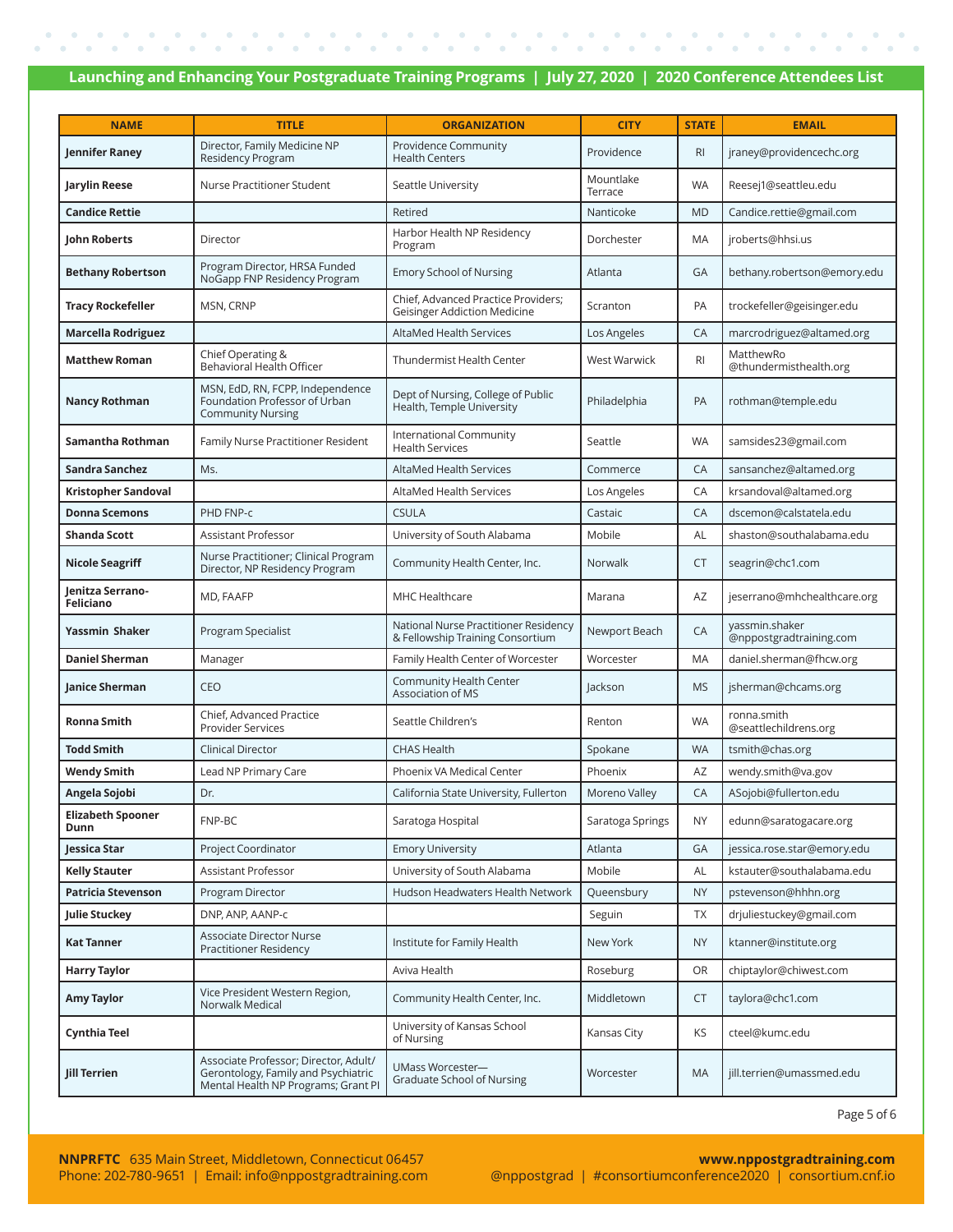| NAME | TITLE | ORGANIZATION | CITY | STATE | EMAIL |
|---|---|---|---|---|---|
| **Jennifer Raney** | Director, Family Medicine NP Residency Program | Providence Community Health Centers | Providence | RI | jraney@providencechc.org |
| **Jarylin Reese** | Nurse Practitioner Student | Seattle University | Mountlake Terrace | WA | Reesej1@seattleu.edu |
| **Candice Rettie** | | Retired | Nanticoke | MD | Candice.rettie@gmail.com |
| **John Roberts** | Director | Harbor Health NP Residency Program | Dorchester | MA | jroberts@hhsi.us |
| **Bethany Robertson** | Program Director, HRSA Funded NoGapp FNP Residency Program | Emory School of Nursing | Atlanta | GA | bethany.robertson@emory.edu |
| **Tracy Rockefeller** | MSN, CRNP | Chief, Advanced Practice Providers; Geisinger Addiction Medicine | Scranton | PA | trockefeller@geisinger.edu |
| **Marcella Rodriguez** | | AltaMed Health Services | Los Angeles | CA | marcrodriguez@altamed.org |
| **Matthew Roman** | Chief Operating & Behavioral Health Officer | Thundermist Health Center | West Warwick | RI | MatthewRo @thundermisthealth.org |
| **Nancy Rothman** | MSN, EdD, RN, FCPP, Independence Foundation Professor of Urban Community Nursing | Dept of Nursing, College of Public Health, Temple University | Philadelphia | PA | rothman@temple.edu |
| **Samantha Rothman** | Family Nurse Practitioner Resident | International Community Health Services | Seattle | WA | samsides23@gmail.com |
| **Sandra Sanchez** | Ms. | AltaMed Health Services | Commerce | CA | sansanchez@altamed.org |
| **Kristopher Sandoval** | | AltaMed Health Services | Los Angeles | CA | krsandoval@altamed.org |
| **Donna Scemons** | PHD FNP-c | CSULA | Castaic | CA | dscemon@calstatela.edu |
| **Shanda Scott** | Assistant Professor | University of South Alabama | Mobile | AL | shaston@southalabama.edu |
| **Nicole Seagriff** | Nurse Practitioner; Clinical Program Director, NP Residency Program | Community Health Center, Inc. | Norwalk | CT | seagrin@chc1.com |
| **Jenitza Serrano-Feliciano** | MD, FAAFP | MHC Healthcare | Marana | AZ | jeserrano@mhchealthcare.org |
| **Yassmin Shaker** | Program Specialist | National Nurse Practitioner Residency & Fellowship Training Consortium | Newport Beach | CA | yassmin.shaker @nppostgradtraining.com |
| **Daniel Sherman** | Manager | Family Health Center of Worcester | Worcester | MA | daniel.sherman@fhcw.org |
| **Janice Sherman** | CEO | Community Health Center Association of MS | Jackson | MS | jsherman@chcams.org |
| **Ronna Smith** | Chief, Advanced Practice Provider Services | Seattle Children's | Renton | WA | ronna.smith @seattlechildrens.org |
| **Todd Smith** | Clinical Director | CHAS Health | Spokane | WA | tsmith@chas.org |
| **Wendy Smith** | Lead NP Primary Care | Phoenix VA Medical Center | Phoenix | AZ | wendy.smith@va.gov |
| **Angela Sojobi** | Dr. | California State University, Fullerton | Moreno Valley | CA | ASojobi@fullerton.edu |
| **Elizabeth Spooner Dunn** | FNP-BC | Saratoga Hospital | Saratoga Springs | NY | edunn@saratogacare.org |
| **Jessica Star** | Project Coordinator | Emory University | Atlanta | GA | jessica.rose.star@emory.edu |
| **Kelly Stauter** | Assistant Professor | University of South Alabama | Mobile | AL | kstauter@southalabama.edu |
| **Patricia Stevenson** | Program Director | Hudson Headwaters Health Network | Queensbury | NY | pstevenson@hhhn.org |
| **Julie Stuckey** | DNP, ANP, AANP-c | | Seguin | TX | drjuliestuckey@gmail.com |
| **Kat Tanner** | Associate Director Nurse Practitioner Residency | Institute for Family Health | New York | NY | ktanner@institute.org |
| **Harry Taylor** | | Aviva Health | Roseburg | OR | chiptaylor@chiwest.com |
| **Amy Taylor** | Vice President Western Region, Norwalk Medical | Community Health Center, Inc. | Middletown | CT | taylora@chc1.com |
| **Cynthia Teel** | | University of Kansas School of Nursing | Kansas City | KS | cteel@kumc.edu |
| **Jill Terrien** | Associate Professor; Director, Adult/Gerontology, Family and Psychiatric Mental Health NP Programs; Grant PI | UMass Worcester—Graduate School of Nursing | Worcester | MA | jill.terrien@umassmed.edu |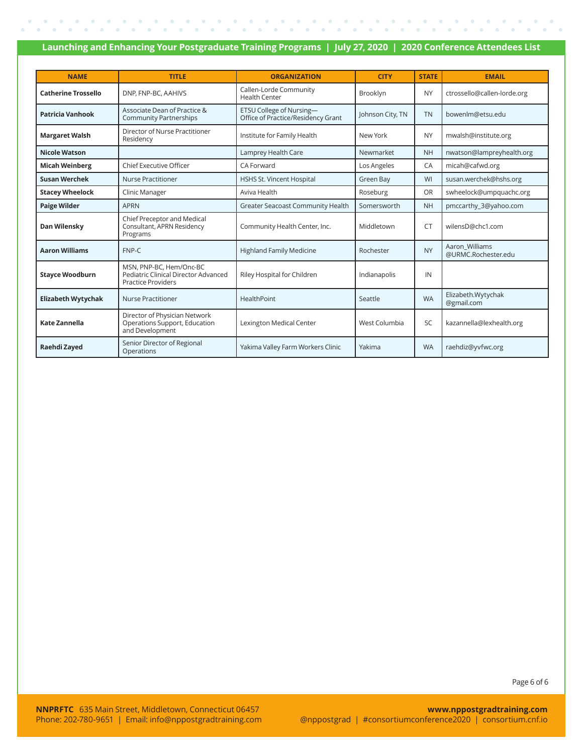| NAME | TITLE | ORGANIZATION | CITY | STATE | EMAIL |
|---|---|---|---|---|---|
| **Catherine Trossello** | DNP, FNP-BC, AAHIVS | Callen-Lorde Community Health Center | Brooklyn | NY | ctrossello@callen-lorde.org |
| **Patricia Vanhook** | Associate Dean of Practice & Community Partnerships | ETSU College of Nursing—Office of Practice/Residency Grant | Johnson City, TN | TN | bowenlm@etsu.edu |
| **Margaret Walsh** | Director of Nurse Practitioner Residency | Institute for Family Health | New York | NY | mwalsh@institute.org |
| **Nicole Watson** | | Lamprey Health Care | Newmarket | NH | nwatson@lampreyhealth.org |
| **Micah Weinberg** | Chief Executive Officer | CA Forward | Los Angeles | CA | micah@cafwd.org |
| **Susan Werchek** | Nurse Practitioner | HSHS St. Vincent Hospital | Green Bay | WI | susan.werchek@hshs.org |
| **Stacey Wheelock** | Clinic Manager | Aviva Health | Roseburg | OR | swheelock@umpquachc.org |
| **Paige Wilder** | APRN | Greater Seacoast Community Health | Somersworth | NH | pmccarthy_3@yahoo.com |
| **Dan Wilensky** | Chief Preceptor and Medical Consultant, APRN Residency Programs | Community Health Center, Inc. | Middletown | CT | wilensD@chc1.com |
| **Aaron Williams** | FNP-C | Highland Family Medicine | Rochester | NY | Aaron_Williams@URMC.Rochester.edu |
| **Stayce Woodburn** | MSN, PNP-BC, Hem/Onc-BC Pediatric Clinical Director Advanced Practice Providers | Riley Hospital for Children | Indianapolis | IN | |
| **Elizabeth Wytychak** | Nurse Practitioner | HealthPoint | Seattle | WA | Elizabeth.Wytychak@gmail.com |
| **Kate Zannella** | Director of Physician Network Operations Support, Education and Development | Lexington Medical Center | West Columbia | SC | kazannella@lexhealth.org |
| **Raehdi Zayed** | Senior Director of Regional Operations | Yakima Valley Farm Workers Clinic | Yakima | WA | raehdiz@yvfwc.org |